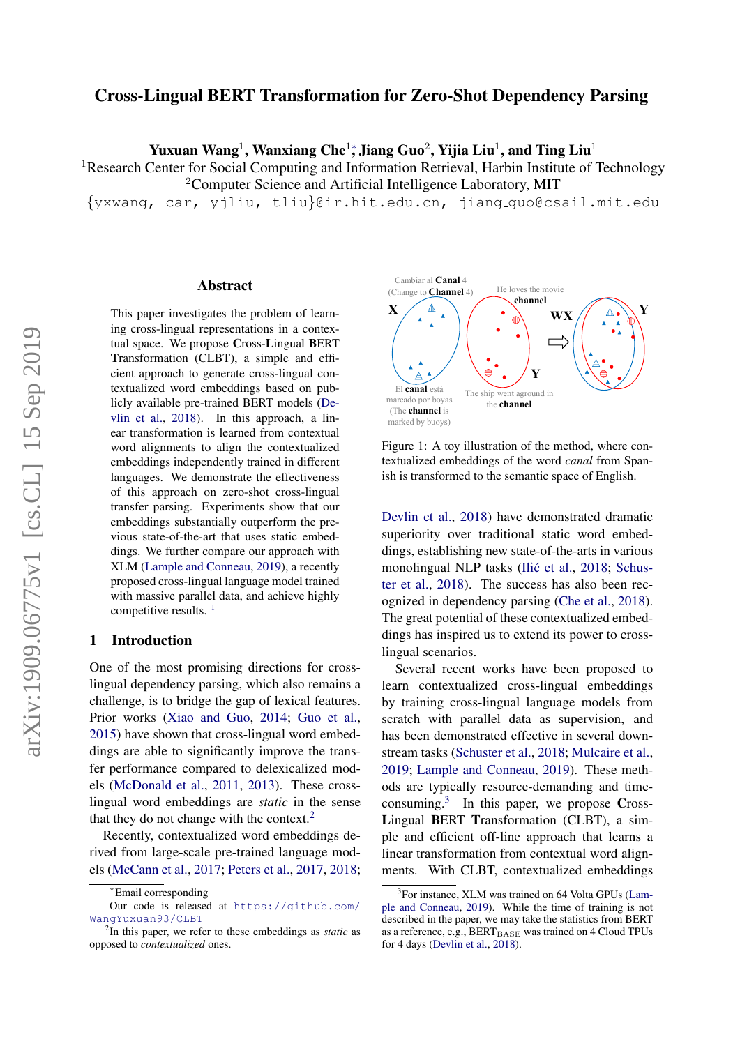# Cross-Lingual BERT Transformation for Zero-Shot Dependency Parsing

**Yuxuan Wang**[1], **Wanxiang Che**[1]*, **Jiang Guo**[2], **Yijia Liu**[1], **and Ting Liu**[1]

[1]Research Center for Social Computing and Information Retrieval, Harbin Institute of Technology
[2]Computer Science and Artificial Intelligence Laboratory, MIT

{yxwang, car, yjliu, tliu}@ir.hit.edu.cn, jiang_guo@csail.mit.edu

## Abstract

This paper investigates the problem of learning cross-lingual representations in a contextual space. We propose **C**ross-**L**ingual **B**ERT **T**ransformation (CLBT), a simple and efficient approach to generate cross-lingual contextualized word embeddings based on publicly available pre-trained BERT models (Devlin et al., 2018). In this approach, a linear transformation is learned from contextual word alignments to align the contextualized embeddings independently trained in different languages. We demonstrate the effectiveness of this approach on zero-shot cross-lingual transfer parsing. Experiments show that our embeddings substantially outperform the previous state-of-the-art that uses static embeddings. We further compare our approach with XLM (Lample and Conneau, 2019), a recently proposed cross-lingual language model trained with massive parallel data, and achieve highly competitive results. [1]

## 1 Introduction

One of the most promising directions for cross-lingual dependency parsing, which also remains a challenge, is to bridge the gap of lexical features. Prior works (Xiao and Guo, 2014; Guo et al., 2015) have shown that cross-lingual word embeddings are able to significantly improve the transfer performance compared to delexicalized models (McDonald et al., 2011, 2013). These cross-lingual word embeddings are *static* in the sense that they do not change with the context.[2]

Recently, contextualized word embeddings derived from large-scale pre-trained language models (McCann et al., 2017; Peters et al., 2017, 2018; Devlin et al., 2018) have demonstrated dramatic superiority over traditional static word embeddings, establishing new state-of-the-arts in various monolingual NLP tasks (Ilić et al., 2018; Schuster et al., 2018). The success has also been recognized in dependency parsing (Che et al., 2018). The great potential of these contextualized embeddings has inspired us to extend its power to cross-lingual scenarios.

Several recent works have been proposed to learn contextualized cross-lingual embeddings by training cross-lingual language models from scratch with parallel data as supervision, and has been demonstrated effective in several downstream tasks (Schuster et al., 2018; Mulcaire et al., 2019; Lample and Conneau, 2019). These methods are typically resource-demanding and time-consuming.[3] In this paper, we propose **C**ross-**L**ingual **B**ERT **T**ransformation (CLBT), a simple and efficient off-line approach that learns a linear transformation from contextual word alignments. With CLBT, contextualized embeddings

Figure 1: A toy illustration of the method, where contextualized embeddings of the word *canal* from Spanish is transformed to the semantic space of English.

---

*Email corresponding

[1]Our code is released at https://github.com/WangYuxuan93/CLBT

[2]In this paper, we refer to these embeddings as *static* as opposed to *contextualized* ones.

[3]For instance, XLM was trained on 64 Volta GPUs (Lample and Conneau, 2019). While the time of training is not described in the paper, we may take the statistics from BERT as a reference, e.g., $\text{BERT}_{\text{BASE}}$ was trained on 4 Cloud TPUs for 4 days (Devlin et al., 2018).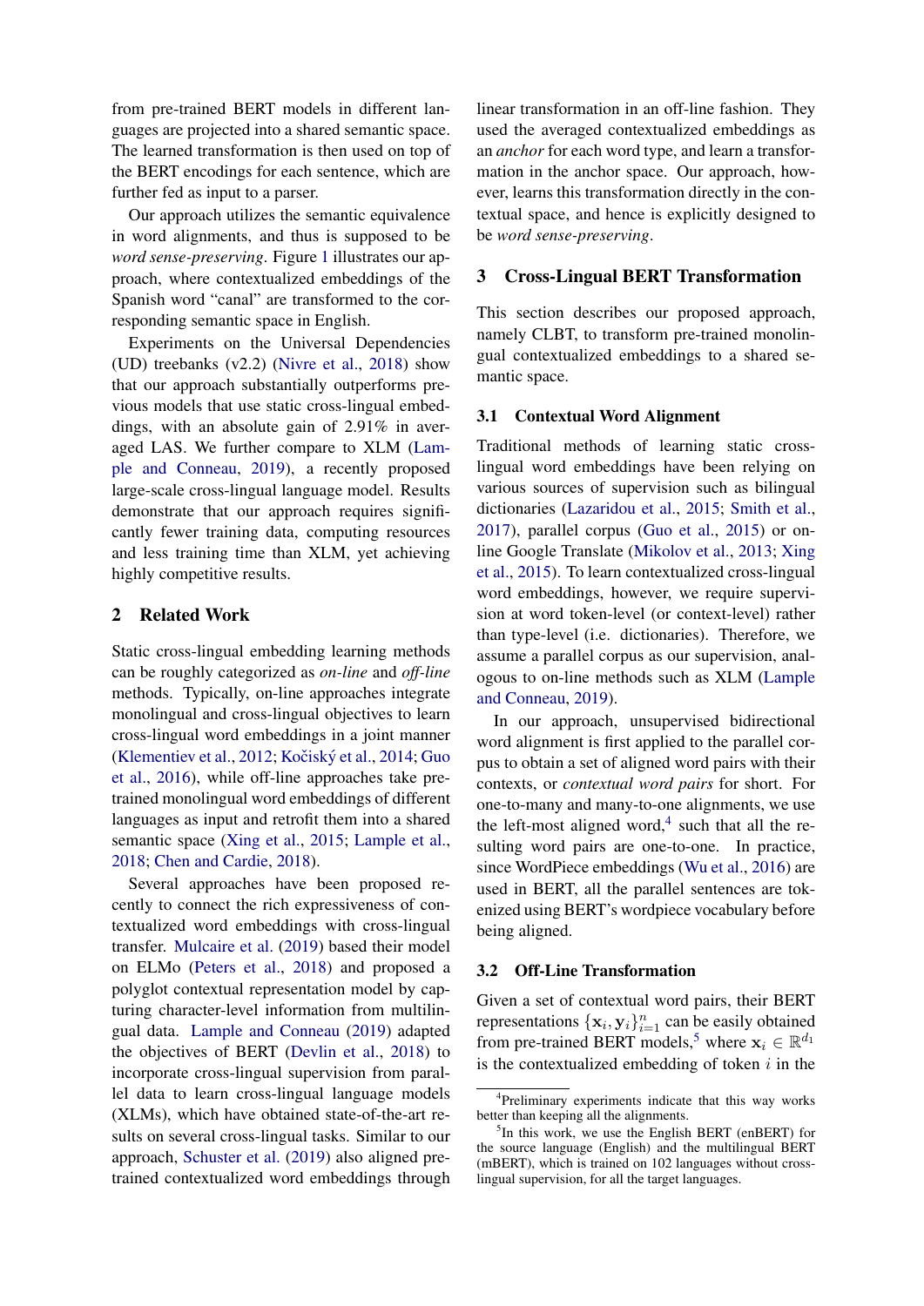from pre-trained BERT models in different languages are projected into a shared semantic space. The learned transformation is then used on top of the BERT encodings for each sentence, which are further fed as input to a parser.

Our approach utilizes the semantic equivalence in word alignments, and thus is supposed to be *word sense-preserving*. Figure 1 illustrates our approach, where contextualized embeddings of the Spanish word "canal" are transformed to the corresponding semantic space in English.

Experiments on the Universal Dependencies (UD) treebanks (v2.2) (Nivre et al., 2018) show that our approach substantially outperforms previous models that use static cross-lingual embeddings, with an absolute gain of 2.91% in averaged LAS. We further compare to XLM (Lample and Conneau, 2019), a recently proposed large-scale cross-lingual language model. Results demonstrate that our approach requires significantly fewer training data, computing resources and less training time than XLM, yet achieving highly competitive results.

## 2 Related Work

Static cross-lingual embedding learning methods can be roughly categorized as *on-line* and *off-line* methods. Typically, on-line approaches integrate monolingual and cross-lingual objectives to learn cross-lingual word embeddings in a joint manner (Klementiev et al., 2012; Kočiský et al., 2014; Guo et al., 2016), while off-line approaches take pre-trained monolingual word embeddings of different languages as input and retrofit them into a shared semantic space (Xing et al., 2015; Lample et al., 2018; Chen and Cardie, 2018).

Several approaches have been proposed recently to connect the rich expressiveness of contextualized word embeddings with cross-lingual transfer. Mulcaire et al. (2019) based their model on ELMo (Peters et al., 2018) and proposed a polyglot contextual representation model by capturing character-level information from multilingual data. Lample and Conneau (2019) adapted the objectives of BERT (Devlin et al., 2018) to incorporate cross-lingual supervision from parallel data to learn cross-lingual language models (XLMs), which have obtained state-of-the-art results on several cross-lingual tasks. Similar to our approach, Schuster et al. (2019) also aligned pre-trained contextualized word embeddings through linear transformation in an off-line fashion. They used the averaged contextualized embeddings as an *anchor* for each word type, and learn a transformation in the anchor space. Our approach, however, learns this transformation directly in the contextual space, and hence is explicitly designed to be *word sense-preserving*.

## 3 Cross-Lingual BERT Transformation

This section describes our proposed approach, namely CLBT, to transform pre-trained monolingual contextualized embeddings to a shared semantic space.

### 3.1 Contextual Word Alignment

Traditional methods of learning static cross-lingual word embeddings have been relying on various sources of supervision such as bilingual dictionaries (Lazaridou et al., 2015; Smith et al., 2017), parallel corpus (Guo et al., 2015) or on-line Google Translate (Mikolov et al., 2013; Xing et al., 2015). To learn contextualized cross-lingual word embeddings, however, we require supervision at word token-level (or context-level) rather than type-level (i.e. dictionaries). Therefore, we assume a parallel corpus as our supervision, analogous to on-line methods such as XLM (Lample and Conneau, 2019).

In our approach, unsupervised bidirectional word alignment is first applied to the parallel corpus to obtain a set of aligned word pairs with their contexts, or *contextual word pairs* for short. For one-to-many and many-to-one alignments, we use the left-most aligned word,[4] such that all the resulting word pairs are one-to-one. In practice, since WordPiece embeddings (Wu et al., 2016) are used in BERT, all the parallel sentences are tokenized using BERT's wordpiece vocabulary before being aligned.

### 3.2 Off-Line Transformation

Given a set of contextual word pairs, their BERT representations $\{\mathbf{x}_i, \mathbf{y}_i\}_{i=1}^{n}$ can be easily obtained from pre-trained BERT models,[5] where $\mathbf{x}_i \in \mathbb{R}^{d_1}$ is the contextualized embedding of token $i$ in the

[4] Preliminary experiments indicate that this way works better than keeping all the alignments.

[5] In this work, we use the English BERT (enBERT) for the source language (English) and the multilingual BERT (mBERT), which is trained on 102 languages without cross-lingual supervision, for all the target languages.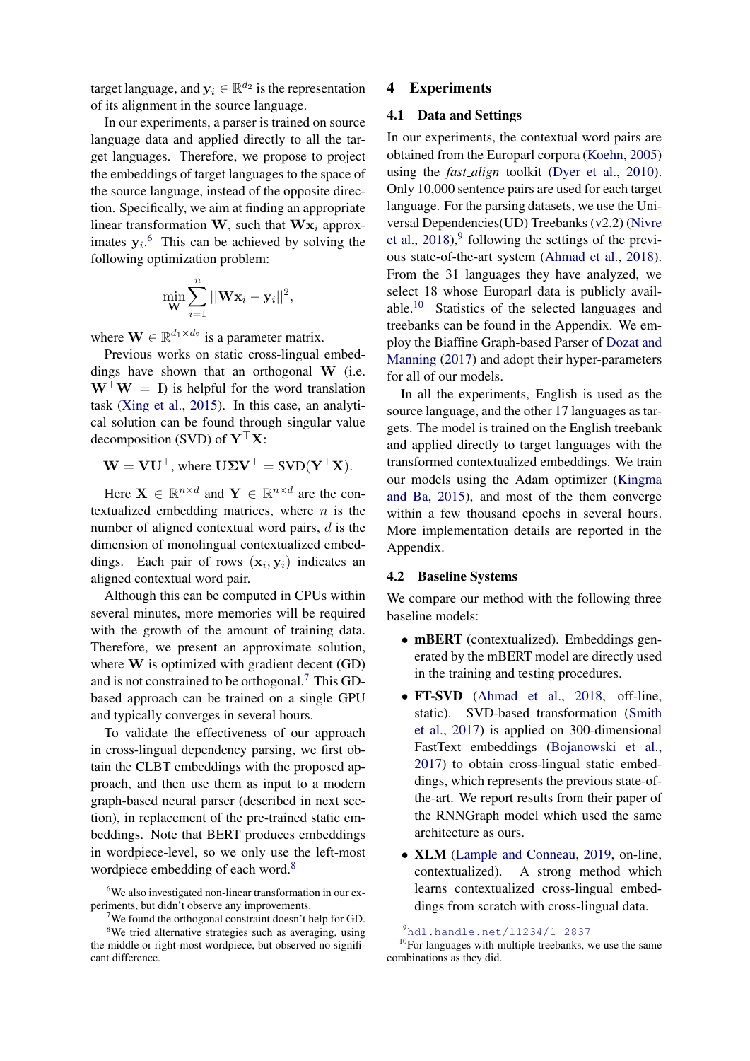target language, and $\mathbf{y}_i \in \mathbb{R}^{d_2}$ is the representation of its alignment in the source language.

In our experiments, a parser is trained on source language data and applied directly to all the target languages. Therefore, we propose to project the embeddings of target languages to the space of the source language, instead of the opposite direction. Specifically, we aim at finding an appropriate linear transformation $\mathbf{W}$, such that $\mathbf{W}\mathbf{x}_i$ approximates $\mathbf{y}_i$.[6] This can be achieved by solving the following optimization problem:

$$\min_{\mathbf{W}} \sum_{i=1}^{n} ||\mathbf{W}\mathbf{x}_i - \mathbf{y}_i||^2,$$

where $\mathbf{W} \in \mathbb{R}^{d_1 \times d_2}$ is a parameter matrix.

Previous works on static cross-lingual embeddings have shown that an orthogonal $\mathbf{W}$ (i.e. $\mathbf{W}^\top \mathbf{W} = \mathbf{I}$) is helpful for the word translation task (Xing et al., 2015). In this case, an analytical solution can be found through singular value decomposition (SVD) of $\mathbf{Y}^\top \mathbf{X}$:

$$\mathbf{W} = \mathbf{V}\mathbf{U}^\top, \text{ where } \mathbf{U}\mathbf{\Sigma}\mathbf{V}^\top = \text{SVD}(\mathbf{Y}^\top \mathbf{X}).$$

Here $\mathbf{X} \in \mathbb{R}^{n \times d}$ and $\mathbf{Y} \in \mathbb{R}^{n \times d}$ are the contextualized embedding matrices, where $n$ is the number of aligned contextual word pairs, $d$ is the dimension of monolingual contextualized embeddings. Each pair of rows $(\mathbf{x}_i, \mathbf{y}_i)$ indicates an aligned contextual word pair.

Although this can be computed in CPUs within several minutes, more memories will be required with the growth of the amount of training data. Therefore, we present an approximate solution, where $\mathbf{W}$ is optimized with gradient decent (GD) and is not constrained to be orthogonal.[7] This GD-based approach can be trained on a single GPU and typically converges in several hours.

To validate the effectiveness of our approach in cross-lingual dependency parsing, we first obtain the CLBT embeddings with the proposed approach, and then use them as input to a modern graph-based neural parser (described in next section), in replacement of the pre-trained static embeddings. Note that BERT produces embeddings in wordpiece-level, so we only use the left-most wordpiece embedding of each word.[8]

[6] We also investigated non-linear transformation in our experiments, but didn't observe any improvements.

[7] We found the orthogonal constraint doesn't help for GD.

[8] We tried alternative strategies such as averaging, using the middle or right-most wordpiece, but observed no significant difference.

## 4 Experiments

### 4.1 Data and Settings

In our experiments, the contextual word pairs are obtained from the Europarl corpora (Koehn, 2005) using the *fast_align* toolkit (Dyer et al., 2010). Only 10,000 sentence pairs are used for each target language. For the parsing datasets, we use the Universal Dependencies(UD) Treebanks (v2.2) (Nivre et al., 2018),[9] following the settings of the previous state-of-the-art system (Ahmad et al., 2018). From the 31 languages they have analyzed, we select 18 whose Europarl data is publicly available.[10] Statistics of the selected languages and treebanks can be found in the Appendix. We employ the Biaffine Graph-based Parser of Dozat and Manning (2017) and adopt their hyper-parameters for all of our models.

In all the experiments, English is used as the source language, and the other 17 languages as targets. The model is trained on the English treebank and applied directly to target languages with the transformed contextualized embeddings. We train our models using the Adam optimizer (Kingma and Ba, 2015), and most of the them converge within a few thousand epochs in several hours. More implementation details are reported in the Appendix.

### 4.2 Baseline Systems

We compare our method with the following three baseline models:

- **mBERT** (contextualized). Embeddings generated by the mBERT model are directly used in the training and testing procedures.
- **FT-SVD** (Ahmad et al., 2018, off-line, static). SVD-based transformation (Smith et al., 2017) is applied on 300-dimensional FastText embeddings (Bojanowski et al., 2017) to obtain cross-lingual static embeddings, which represents the previous state-of-the-art. We report results from their paper of the RNNGraph model which used the same architecture as ours.
- **XLM** (Lample and Conneau, 2019, on-line, contextualized). A strong method which learns contextualized cross-lingual embeddings from scratch with cross-lingual data.

[9] hdl.handle.net/11234/1-2837

[10] For languages with multiple treebanks, we use the same combinations as they did.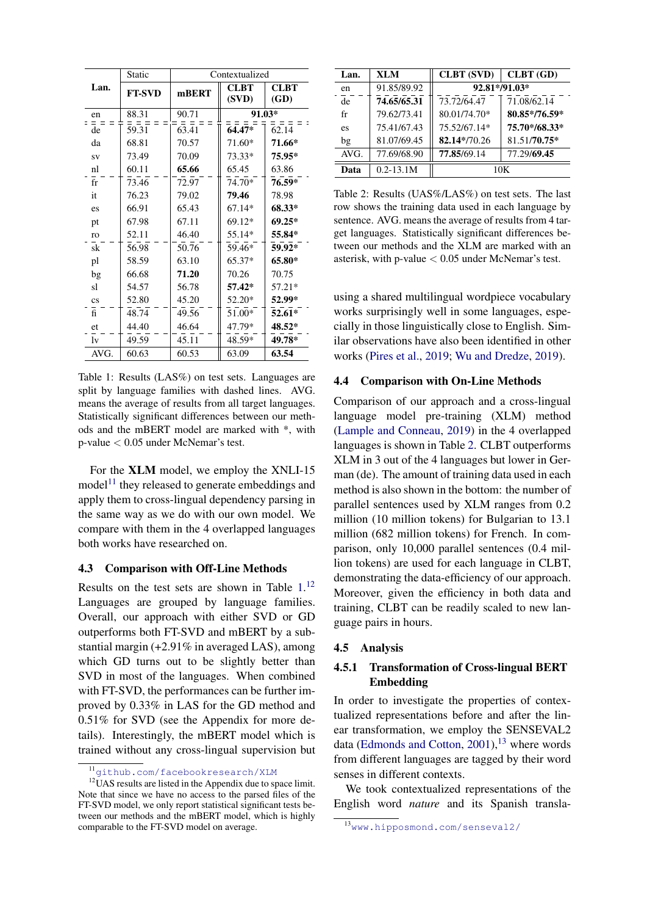| Lan. | Static | Contextualized | | |
|---|---|---|---|---|
| | FT-SVD | mBERT | CLBT (SVD) | CLBT (GD) |
| en | 88.31 | 90.71 | **91.03*** | |
| de | 59.31 | 63.41 | **64.47*** | 62.14 |
| da | 68.81 | 70.57 | 71.60* | **71.66*** |
| sv | 73.49 | 70.09 | 73.33* | **75.95*** |
| nl | 60.11 | **65.66** | 65.45 | 63.86 |
| fr | 73.46 | 72.97 | 74.70* | **76.59*** |
| it | 76.23 | 79.02 | **79.46** | 78.98 |
| es | 66.91 | 65.43 | 67.14* | **68.33*** |
| pt | 67.98 | 67.11 | 69.12* | **69.25*** |
| ro | 52.11 | 46.40 | 55.14* | **55.84*** |
| sk | 56.98 | 50.76 | 59.46* | **59.92*** |
| pl | 58.59 | 63.10 | 65.37* | **65.80*** |
| bg | 66.68 | **71.20** | 70.26 | 70.75 |
| sl | 54.57 | 56.78 | **57.42*** | 57.21* |
| cs | 52.80 | 45.20 | 52.20* | **52.99*** |
| fi | 48.74 | 49.56 | 51.00* | **52.61*** |
| et | 44.40 | 46.64 | 47.79* | **48.52*** |
| lv | 49.59 | 45.11 | 48.59* | **49.78*** |
| AVG. | 60.63 | 60.53 | 63.09 | **63.54** |

Table 1: Results (LAS%) on test sets. Languages are split by language families with dashed lines. AVG. means the average of results from all target languages. Statistically significant differences between our methods and the mBERT model are marked with *, with p-value $< 0.05$ under McNemar's test.

For the **XLM** model, we employ the XNLI-15 model[11] they released to generate embeddings and apply them to cross-lingual dependency parsing in the same way as we do with our own model. We compare with them in the 4 overlapped languages both works have researched on.

### 4.3 Comparison with Off-Line Methods

Results on the test sets are shown in Table 1.[12] Languages are grouped by language families. Overall, our approach with either SVD or GD outperforms both FT-SVD and mBERT by a substantial margin (+2.91% in averaged LAS), among which GD turns out to be slightly better than SVD in most of the languages. When combined with FT-SVD, the performances can be further improved by 0.33% in LAS for the GD method and 0.51% for SVD (see the Appendix for more details). Interestingly, the mBERT model which is trained without any cross-lingual supervision but using a shared multilingual wordpiece vocabulary works surprisingly well in some languages, especially in those linguistically close to English. Similar observations have also been identified in other works (Pires et al., 2019; Wu and Dredze, 2019).

| Lan. | XLM | CLBT (SVD) | CLBT (GD) |
|---|---|---|---|
| en | 91.85/89.92 | **92.81*/91.03*** | |
| de | **74.65/65.31** | 73.72/64.47 | 71.08/62.14 |
| fr | 79.62/73.41 | 80.01/74.70* | **80.85*/76.59*** |
| es | 75.41/67.43 | 75.52/67.14* | **75.70*/68.33*** |
| bg | 81.07/69.45 | **82.14***/70.26 | 81.51/**70.75*** |
| AVG. | 77.69/68.90 | **77.85**/69.14 | 77.29/**69.45** |
| **Data** | 0.2-13.1M | 10K | |

Table 2: Results (UAS%/LAS%) on test sets. The last row shows the training data used in each language by sentence. AVG. means the average of results from 4 target languages. Statistically significant differences between our methods and the XLM are marked with an asterisk, with p-value $< 0.05$ under McNemar's test.

### 4.4 Comparison with On-Line Methods

Comparison of our approach and a cross-lingual language model pre-training (XLM) method (Lample and Conneau, 2019) in the 4 overlapped languages is shown in Table 2. CLBT outperforms XLM in 3 out of the 4 languages but lower in German (de). The amount of training data used in each method is also shown in the bottom: the number of parallel sentences used by XLM ranges from 0.2 million (10 million tokens) for Bulgarian to 13.1 million (682 million tokens) for French. In comparison, only 10,000 parallel sentences (0.4 million tokens) are used for each language in CLBT, demonstrating the data-efficiency of our approach. Moreover, given the efficiency in both data and training, CLBT can be readily scaled to new language pairs in hours.

### 4.5 Analysis

#### 4.5.1 Transformation of Cross-lingual BERT Embedding

In order to investigate the properties of contextualized representations before and after the linear transformation, we employ the SENSEVAL2 data (Edmonds and Cotton, 2001),[13] where words from different languages are tagged by their word senses in different contexts.

We took contextualized representations of the English word *nature* and its Spanish transla-

[11] github.com/facebookresearch/XLM

[12] UAS results are listed in the Appendix due to space limit. Note that since we have no access to the parsed files of the FT-SVD model, we only report statistical significant tests between our methods and the mBERT model, which is highly comparable to the FT-SVD model on average.

[13] www.hipposmond.com/senseval2/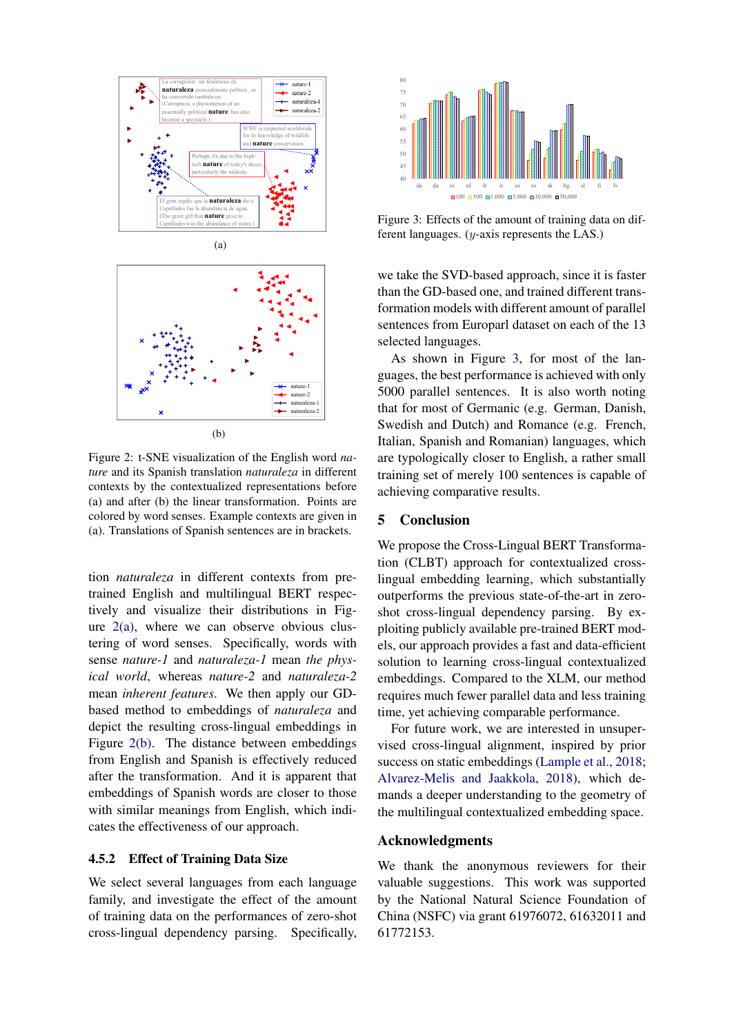Figure 2: t-SNE visualization of the English word *nature* and its Spanish translation *naturaleza* in different contexts by the contextualized representations before (a) and after (b) the linear transformation. Points are colored by word senses. Example contexts are given in (a). Translations of Spanish sentences are in brackets.

tion *naturaleza* in different contexts from pre-trained English and multilingual BERT respectively and visualize their distributions in Figure 2(a), where we can observe obvious clustering of word senses. Specifically, words with sense *nature-1* and *naturaleza-1* mean *the physical world*, whereas *nature-2* and *naturaleza-2* mean *inherent features*. We then apply our GD-based method to embeddings of *naturaleza* and depict the resulting cross-lingual embeddings in Figure 2(b). The distance between embeddings from English and Spanish is effectively reduced after the transformation. And it is apparent that embeddings of Spanish words are closer to those with similar meanings from English, which indicates the effectiveness of our approach.

### 4.5.2 Effect of Training Data Size

We select several languages from each language family, and investigate the effect of the amount of training data on the performances of zero-shot cross-lingual dependency parsing. Specifically, we take the SVD-based approach, since it is faster than the GD-based one, and trained different transformation models with different amount of parallel sentences from Europarl dataset on each of the 13 selected languages.

Figure 3: Effects of the amount of training data on different languages. ($y$-axis represents the LAS.)

As shown in Figure 3, for most of the languages, the best performance is achieved with only 5000 parallel sentences. It is also worth noting that for most of Germanic (e.g. German, Danish, Swedish and Dutch) and Romance (e.g. French, Italian, Spanish and Romanian) languages, which are typologically closer to English, a rather small training set of merely 100 sentences is capable of achieving comparative results.

## 5 Conclusion

We propose the Cross-Lingual BERT Transformation (CLBT) approach for contextualized cross-lingual embedding learning, which substantially outperforms the previous state-of-the-art in zero-shot cross-lingual dependency parsing. By exploiting publicly available pre-trained BERT models, our approach provides a fast and data-efficient solution to learning cross-lingual contextualized embeddings. Compared to the XLM, our method requires much fewer parallel data and less training time, yet achieving comparable performance.

For future work, we are interested in unsupervised cross-lingual alignment, inspired by prior success on static embeddings (Lample et al., 2018; Alvarez-Melis and Jaakkola, 2018), which demands a deeper understanding to the geometry of the multilingual contextualized embedding space.

## Acknowledgments

We thank the anonymous reviewers for their valuable suggestions. This work was supported by the National Natural Science Foundation of China (NSFC) via grant 61976072, 61632011 and 61772153.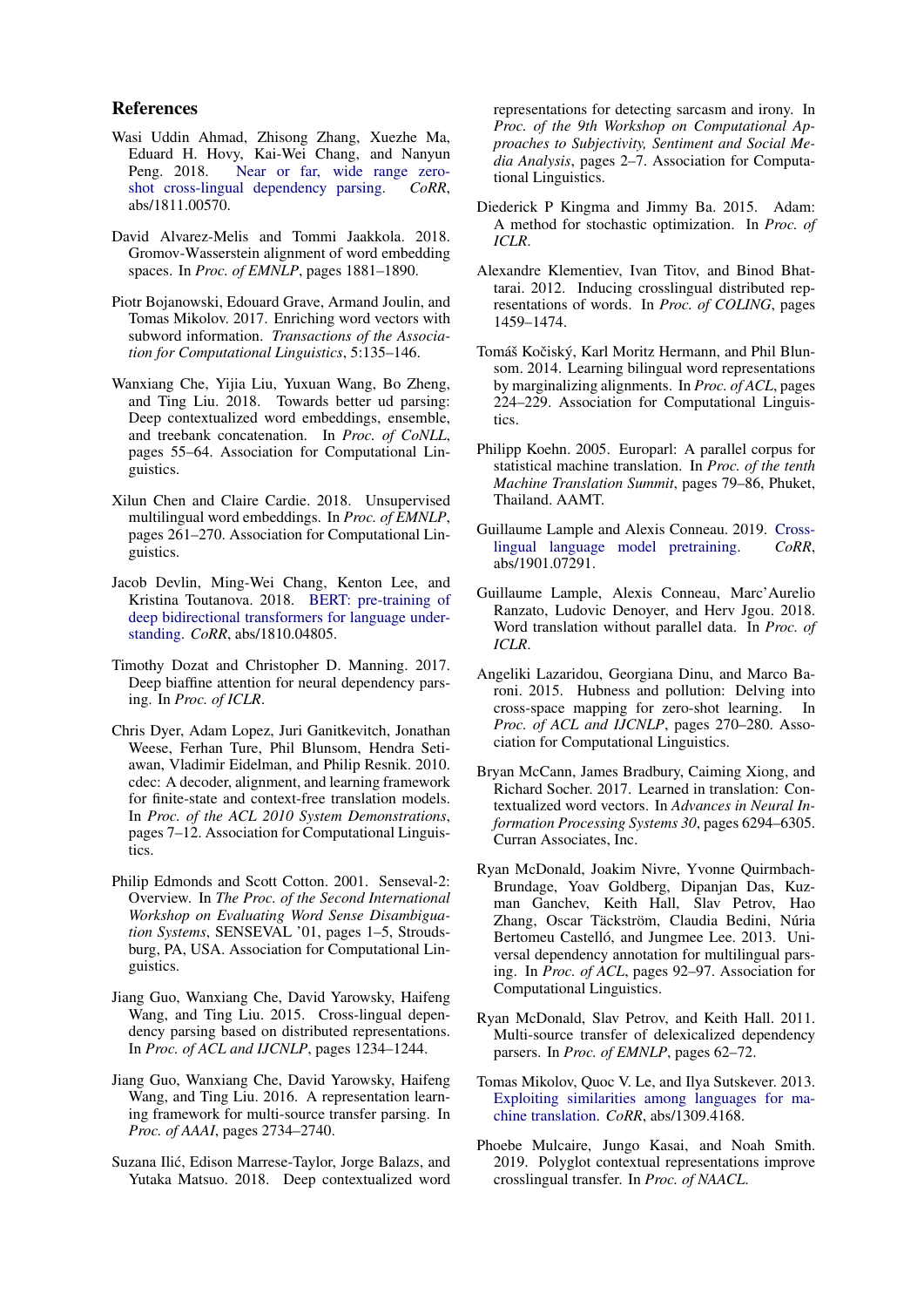## References

Wasi Uddin Ahmad, Zhisong Zhang, Xuezhe Ma, Eduard H. Hovy, Kai-Wei Chang, and Nanyun Peng. 2018. Near or far, wide range zero-shot cross-lingual dependency parsing. *CoRR*, abs/1811.00570.

David Alvarez-Melis and Tommi Jaakkola. 2018. Gromov-Wasserstein alignment of word embedding spaces. In *Proc. of EMNLP*, pages 1881–1890.

Piotr Bojanowski, Edouard Grave, Armand Joulin, and Tomas Mikolov. 2017. Enriching word vectors with subword information. *Transactions of the Association for Computational Linguistics*, 5:135–146.

Wanxiang Che, Yijia Liu, Yuxuan Wang, Bo Zheng, and Ting Liu. 2018. Towards better ud parsing: Deep contextualized word embeddings, ensemble, and treebank concatenation. In *Proc. of CoNLL*, pages 55–64. Association for Computational Linguistics.

Xilun Chen and Claire Cardie. 2018. Unsupervised multilingual word embeddings. In *Proc. of EMNLP*, pages 261–270. Association for Computational Linguistics.

Jacob Devlin, Ming-Wei Chang, Kenton Lee, and Kristina Toutanova. 2018. BERT: pre-training of deep bidirectional transformers for language understanding. *CoRR*, abs/1810.04805.

Timothy Dozat and Christopher D. Manning. 2017. Deep biaffine attention for neural dependency parsing. In *Proc. of ICLR*.

Chris Dyer, Adam Lopez, Juri Ganitkevitch, Jonathan Weese, Ferhan Ture, Phil Blunsom, Hendra Setiawan, Vladimir Eidelman, and Philip Resnik. 2010. cdec: A decoder, alignment, and learning framework for finite-state and context-free translation models. In *Proc. of the ACL 2010 System Demonstrations*, pages 7–12. Association for Computational Linguistics.

Philip Edmonds and Scott Cotton. 2001. Senseval-2: Overview. In *The Proc. of the Second International Workshop on Evaluating Word Sense Disambiguation Systems*, SENSEVAL '01, pages 1–5, Stroudsburg, PA, USA. Association for Computational Linguistics.

Jiang Guo, Wanxiang Che, David Yarowsky, Haifeng Wang, and Ting Liu. 2015. Cross-lingual dependency parsing based on distributed representations. In *Proc. of ACL and IJCNLP*, pages 1234–1244.

Jiang Guo, Wanxiang Che, David Yarowsky, Haifeng Wang, and Ting Liu. 2016. A representation learning framework for multi-source transfer parsing. In *Proc. of AAAI*, pages 2734–2740.

Suzana Ilić, Edison Marrese-Taylor, Jorge Balazs, and Yutaka Matsuo. 2018. Deep contextualized word representations for detecting sarcasm and irony. In *Proc. of the 9th Workshop on Computational Approaches to Subjectivity, Sentiment and Social Media Analysis*, pages 2–7. Association for Computational Linguistics.

Diederick P Kingma and Jimmy Ba. 2015. Adam: A method for stochastic optimization. In *Proc. of ICLR*.

Alexandre Klementiev, Ivan Titov, and Binod Bhattarai. 2012. Inducing crosslingual distributed representations of words. In *Proc. of COLING*, pages 1459–1474.

Tomáš Kočiský, Karl Moritz Hermann, and Phil Blunsom. 2014. Learning bilingual word representations by marginalizing alignments. In *Proc. of ACL*, pages 224–229. Association for Computational Linguistics.

Philipp Koehn. 2005. Europarl: A parallel corpus for statistical machine translation. In *Proc. of the tenth Machine Translation Summit*, pages 79–86, Phuket, Thailand. AAMT.

Guillaume Lample and Alexis Conneau. 2019. Cross-lingual language model pretraining. *CoRR*, abs/1901.07291.

Guillaume Lample, Alexis Conneau, Marc'Aurelio Ranzato, Ludovic Denoyer, and Herv Jgou. 2018. Word translation without parallel data. In *Proc. of ICLR*.

Angeliki Lazaridou, Georgiana Dinu, and Marco Baroni. 2015. Hubness and pollution: Delving into cross-space mapping for zero-shot learning. In *Proc. of ACL and IJCNLP*, pages 270–280. Association for Computational Linguistics.

Bryan McCann, James Bradbury, Caiming Xiong, and Richard Socher. 2017. Learned in translation: Contextualized word vectors. In *Advances in Neural Information Processing Systems 30*, pages 6294–6305. Curran Associates, Inc.

Ryan McDonald, Joakim Nivre, Yvonne Quirmbach-Brundage, Yoav Goldberg, Dipanjan Das, Kuzman Ganchev, Keith Hall, Slav Petrov, Hao Zhang, Oscar Täckström, Claudia Bedini, Núria Bertomeu Castelló, and Jungmee Lee. 2013. Universal dependency annotation for multilingual parsing. In *Proc. of ACL*, pages 92–97. Association for Computational Linguistics.

Ryan McDonald, Slav Petrov, and Keith Hall. 2011. Multi-source transfer of delexicalized dependency parsers. In *Proc. of EMNLP*, pages 62–72.

Tomas Mikolov, Quoc V. Le, and Ilya Sutskever. 2013. Exploiting similarities among languages for machine translation. *CoRR*, abs/1309.4168.

Phoebe Mulcaire, Jungo Kasai, and Noah Smith. 2019. Polyglot contextual representations improve crosslingual transfer. In *Proc. of NAACL*.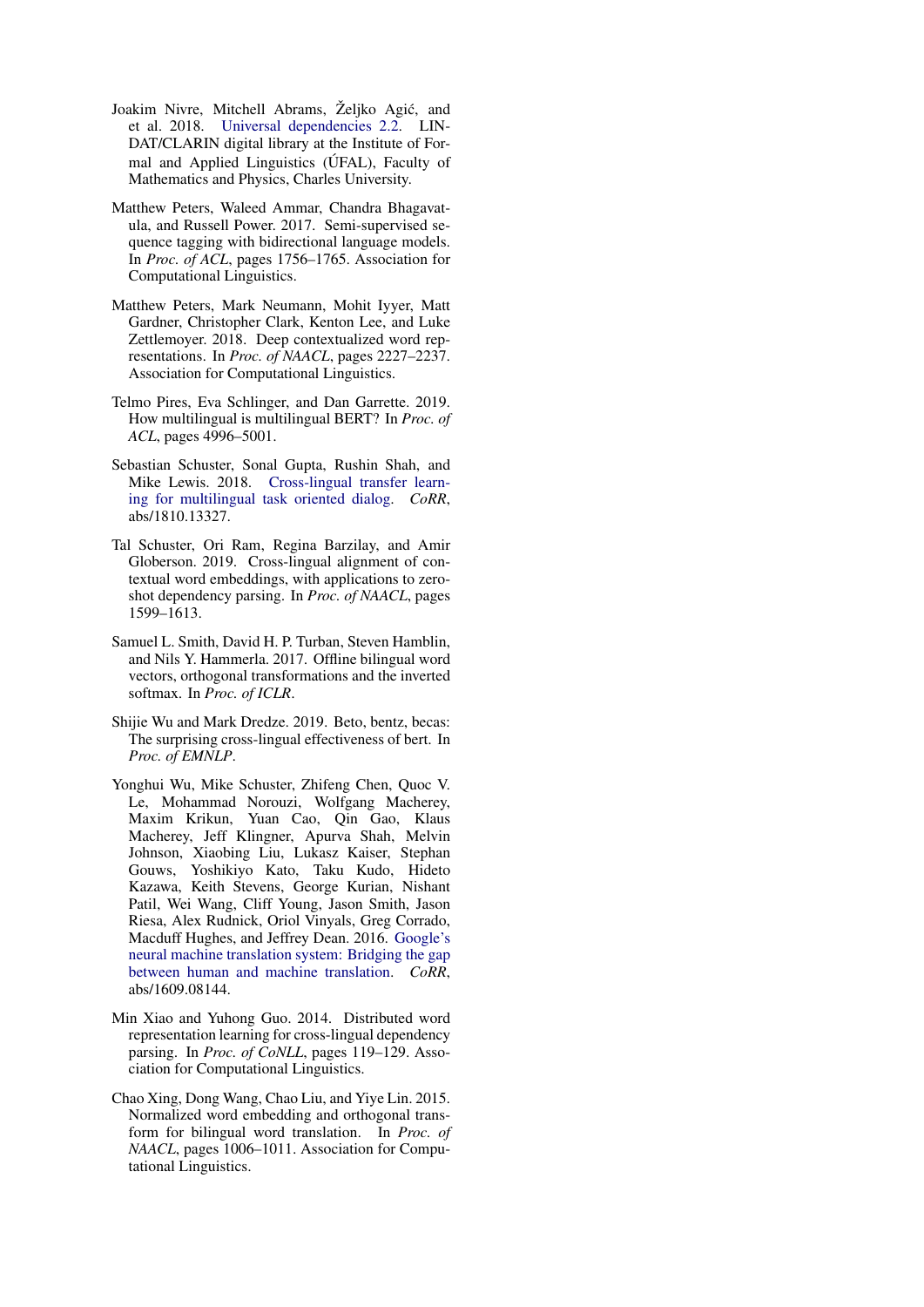Joakim Nivre, Mitchell Abrams, Željko Agić, and et al. 2018. Universal dependencies 2.2. LINDAT/CLARIN digital library at the Institute of Formal and Applied Linguistics (ÚFAL), Faculty of Mathematics and Physics, Charles University.

Matthew Peters, Waleed Ammar, Chandra Bhagavatula, and Russell Power. 2017. Semi-supervised sequence tagging with bidirectional language models. In *Proc. of ACL*, pages 1756–1765. Association for Computational Linguistics.

Matthew Peters, Mark Neumann, Mohit Iyyer, Matt Gardner, Christopher Clark, Kenton Lee, and Luke Zettlemoyer. 2018. Deep contextualized word representations. In *Proc. of NAACL*, pages 2227–2237. Association for Computational Linguistics.

Telmo Pires, Eva Schlinger, and Dan Garrette. 2019. How multilingual is multilingual BERT? In *Proc. of ACL*, pages 4996–5001.

Sebastian Schuster, Sonal Gupta, Rushin Shah, and Mike Lewis. 2018. Cross-lingual transfer learning for multilingual task oriented dialog. *CoRR*, abs/1810.13327.

Tal Schuster, Ori Ram, Regina Barzilay, and Amir Globerson. 2019. Cross-lingual alignment of contextual word embeddings, with applications to zero-shot dependency parsing. In *Proc. of NAACL*, pages 1599–1613.

Samuel L. Smith, David H. P. Turban, Steven Hamblin, and Nils Y. Hammerla. 2017. Offline bilingual word vectors, orthogonal transformations and the inverted softmax. In *Proc. of ICLR*.

Shijie Wu and Mark Dredze. 2019. Beto, bentz, becas: The surprising cross-lingual effectiveness of bert. In *Proc. of EMNLP*.

Yonghui Wu, Mike Schuster, Zhifeng Chen, Quoc V. Le, Mohammad Norouzi, Wolfgang Macherey, Maxim Krikun, Yuan Cao, Qin Gao, Klaus Macherey, Jeff Klingner, Apurva Shah, Melvin Johnson, Xiaobing Liu, Lukasz Kaiser, Stephan Gouws, Yoshikiyo Kato, Taku Kudo, Hideto Kazawa, Keith Stevens, George Kurian, Nishant Patil, Wei Wang, Cliff Young, Jason Smith, Jason Riesa, Alex Rudnick, Oriol Vinyals, Greg Corrado, Macduff Hughes, and Jeffrey Dean. 2016. Google's neural machine translation system: Bridging the gap between human and machine translation. *CoRR*, abs/1609.08144.

Min Xiao and Yuhong Guo. 2014. Distributed word representation learning for cross-lingual dependency parsing. In *Proc. of CoNLL*, pages 119–129. Association for Computational Linguistics.

Chao Xing, Dong Wang, Chao Liu, and Yiye Lin. 2015. Normalized word embedding and orthogonal transform for bilingual word translation. In *Proc. of NAACL*, pages 1006–1011. Association for Computational Linguistics.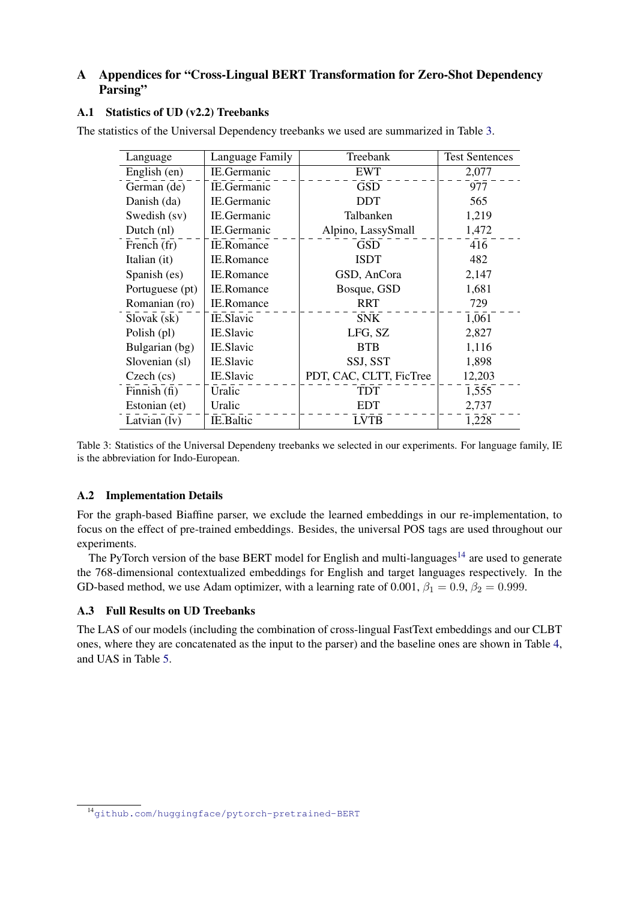# A Appendices for "Cross-Lingual BERT Transformation for Zero-Shot Dependency Parsing"

## A.1 Statistics of UD (v2.2) Treebanks

The statistics of the Universal Dependency treebanks we used are summarized in Table 3.

| Language | Language Family | Treebank | Test Sentences |
|---|---|---|---|
| English (en) | IE.Germanic | EWT | 2,077 |
| German (de) | IE.Germanic | GSD | 977 |
| Danish (da) | IE.Germanic | DDT | 565 |
| Swedish (sv) | IE.Germanic | Talbanken | 1,219 |
| Dutch (nl) | IE.Germanic | Alpino, LassySmall | 1,472 |
| French (fr) | IE.Romance | GSD | 416 |
| Italian (it) | IE.Romance | ISDT | 482 |
| Spanish (es) | IE.Romance | GSD, AnCora | 2,147 |
| Portuguese (pt) | IE.Romance | Bosque, GSD | 1,681 |
| Romanian (ro) | IE.Romance | RRT | 729 |
| Slovak (sk) | IE.Slavic | SNK | 1,061 |
| Polish (pl) | IE.Slavic | LFG, SZ | 2,827 |
| Bulgarian (bg) | IE.Slavic | BTB | 1,116 |
| Slovenian (sl) | IE.Slavic | SSJ, SST | 1,898 |
| Czech (cs) | IE.Slavic | PDT, CAC, CLTT, FicTree | 12,203 |
| Finnish (fi) | Uralic | TDT | 1,555 |
| Estonian (et) | Uralic | EDT | 2,737 |
| Latvian (lv) | IE.Baltic | LVTB | 1,228 |

Table 3: Statistics of the Universal Dependeny treebanks we selected in our experiments. For language family, IE is the abbreviation for Indo-European.

## A.2 Implementation Details

For the graph-based Biaffine parser, we exclude the learned embeddings in our re-implementation, to focus on the effect of pre-trained embeddings. Besides, the universal POS tags are used throughout our experiments.

The PyTorch version of the base BERT model for English and multi-languages[14] are used to generate the 768-dimensional contextualized embeddings for English and target languages respectively. In the GD-based method, we use Adam optimizer, with a learning rate of 0.001, $\beta_1 = 0.9$, $\beta_2 = 0.999$.

## A.3 Full Results on UD Treebanks

The LAS of our models (including the combination of cross-lingual FastText embeddings and our CLBT ones, where they are concatenated as the input to the parser) and the baseline ones are shown in Table 4, and UAS in Table 5.

[14] github.com/huggingface/pytorch-pretrained-BERT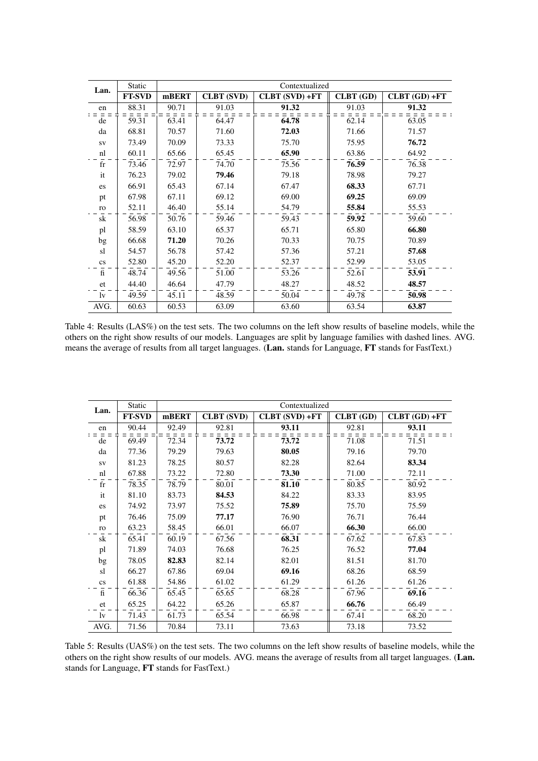| Lan. | Static | Contextualized | | | | |
|---|---|---|---|---|---|---|
| | **FT-SVD** | **mBERT** | **CLBT (SVD)** | **CLBT (SVD) +FT** | **CLBT (GD)** | **CLBT (GD) +FT** |
| en | 88.31 | 90.71 | 91.03 | **91.32** | 91.03 | **91.32** |
| de | 59.31 | 63.41 | 64.47 | **64.78** | 62.14 | 63.05 |
| da | 68.81 | 70.57 | 71.60 | **72.03** | 71.66 | 71.57 |
| sv | 73.49 | 70.09 | 73.33 | 75.70 | 75.95 | **76.72** |
| nl | 60.11 | 65.66 | 65.45 | **65.90** | 63.86 | 64.92 |
| fr | 73.46 | 72.97 | 74.70 | 75.56 | **76.59** | 76.38 |
| it | 76.23 | 79.02 | **79.46** | 79.18 | 78.98 | 79.27 |
| es | 66.91 | 65.43 | 67.14 | 67.47 | **68.33** | 67.71 |
| pt | 67.98 | 67.11 | 69.12 | 69.00 | **69.25** | 69.09 |
| ro | 52.11 | 46.40 | 55.14 | 54.79 | **55.84** | 55.53 |
| sk | 56.98 | 50.76 | 59.46 | 59.43 | **59.92** | 59.60 |
| pl | 58.59 | 63.10 | 65.37 | 65.71 | 65.80 | **66.80** |
| bg | 66.68 | **71.20** | 70.26 | 70.33 | 70.75 | 70.89 |
| sl | 54.57 | 56.78 | 57.42 | 57.36 | 57.21 | **57.68** |
| cs | 52.80 | 45.20 | 52.20 | 52.37 | 52.99 | 53.05 |
| fi | 48.74 | 49.56 | 51.00 | 53.26 | 52.61 | **53.91** |
| et | 44.40 | 46.64 | 47.79 | 48.27 | 48.52 | **48.57** |
| lv | 49.59 | 45.11 | 48.59 | 50.04 | 49.78 | **50.98** |
| AVG. | 60.63 | 60.53 | 63.09 | 63.60 | 63.54 | **63.87** |

Table 4: Results (LAS%) on the test sets. The two columns on the left show results of baseline models, while the others on the right show results of our models. Languages are split by language families with dashed lines. AVG. means the average of results from all target languages. (**Lan.** stands for Language, **FT** stands for FastText.)

| Lan. | Static | Contextualized | | | | |
|---|---|---|---|---|---|---|
| | **FT-SVD** | **mBERT** | **CLBT (SVD)** | **CLBT (SVD) +FT** | **CLBT (GD)** | **CLBT (GD) +FT** |
| en | 90.44 | 92.49 | 92.81 | **93.11** | 92.81 | **93.11** |
| de | 69.49 | 72.34 | **73.72** | **73.72** | 71.08 | 71.51 |
| da | 77.36 | 79.29 | 79.63 | **80.05** | 79.16 | 79.70 |
| sv | 81.23 | 78.25 | 80.57 | 82.28 | 82.64 | **83.34** |
| nl | 67.88 | 73.22 | 72.80 | **73.30** | 71.00 | 72.11 |
| fr | 78.35 | 78.79 | 80.01 | **81.10** | 80.85 | 80.92 |
| it | 81.10 | 83.73 | **84.53** | 84.22 | 83.33 | 83.95 |
| es | 74.92 | 73.97 | 75.52 | **75.89** | 75.70 | 75.59 |
| pt | 76.46 | 75.09 | **77.17** | 76.90 | 76.71 | 76.44 |
| ro | 63.23 | 58.45 | 66.01 | 66.07 | **66.30** | 66.00 |
| sk | 65.41 | 60.19 | 67.56 | **68.31** | 67.62 | 67.83 |
| pl | 71.89 | 74.03 | 76.68 | 76.25 | 76.52 | **77.04** |
| bg | 78.05 | **82.83** | 82.14 | 82.01 | 81.51 | 81.70 |
| sl | 66.27 | 67.86 | 69.04 | **69.16** | 68.26 | 68.59 |
| cs | 61.88 | 54.86 | 61.02 | 61.29 | 61.26 | 61.26 |
| fi | 66.36 | 65.45 | 65.65 | 68.28 | 67.96 | **69.16** |
| et | 65.25 | 64.22 | 65.26 | 65.87 | **66.76** | 66.49 |
| lv | 71.43 | 61.73 | 65.54 | 66.98 | 67.41 | 68.20 |
| AVG. | 71.56 | 70.84 | 73.11 | 73.63 | 73.18 | 73.52 |

Table 5: Results (UAS%) on the test sets. The two columns on the left show results of baseline models, while the others on the right show results of our models. AVG. means the average of results from all target languages. (**Lan.** stands for Language, **FT** stands for FastText.)